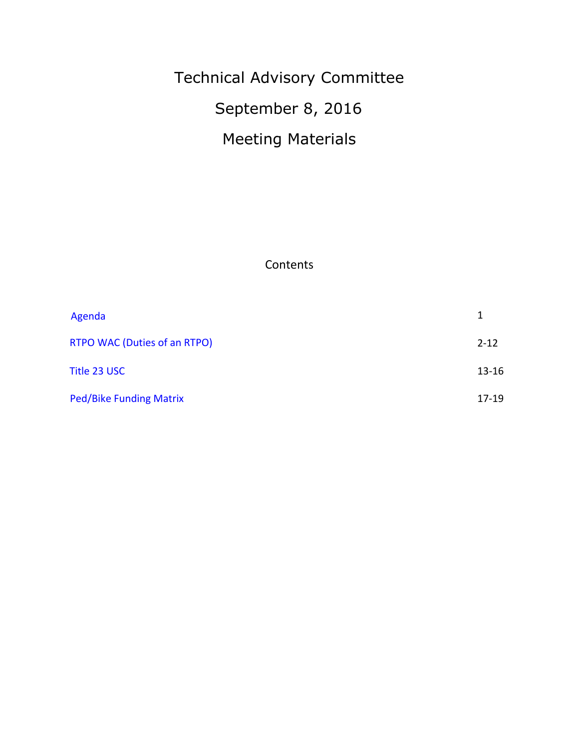# Technical Advisory Committee

## September 8, 2016

## Meeting Materials

### Contents

| | |
|---|---|
| Agenda | 1 |
| RTPO WAC (Duties of an RTPO) | 2-12 |
| Title 23 USC | 13-16 |
| Ped/Bike Funding Matrix | 17-19 |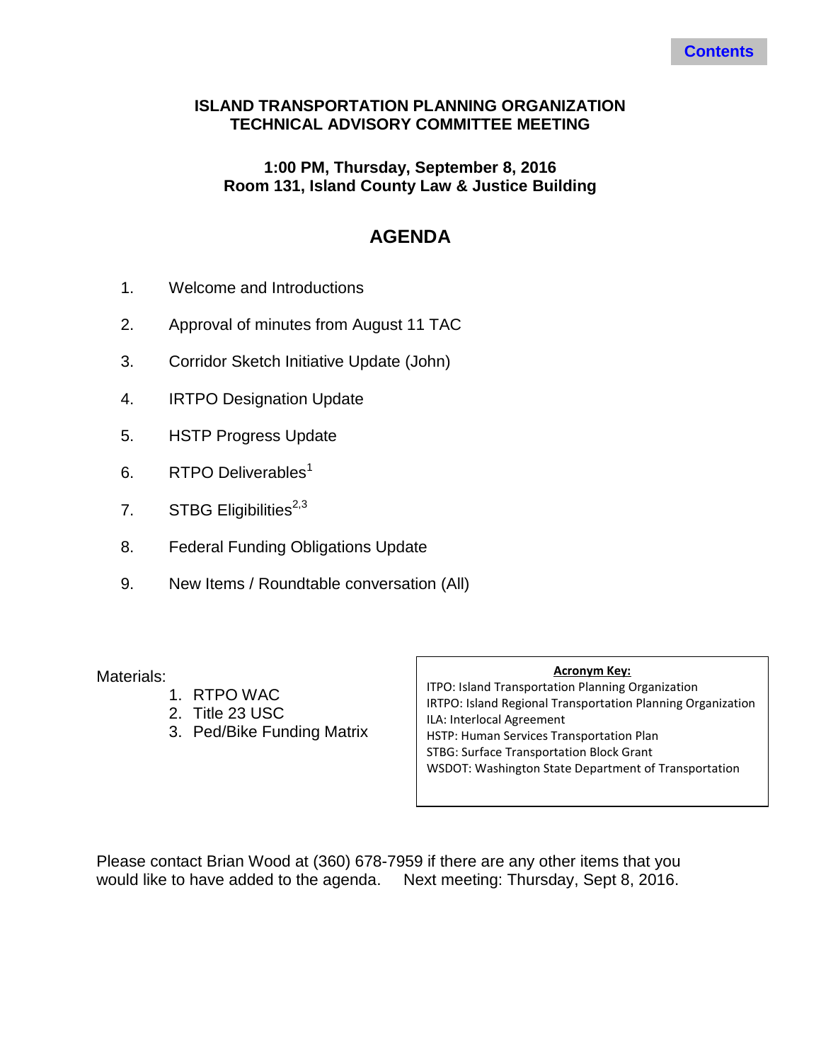Contents

# ISLAND TRANSPORTATION PLANNING ORGANIZATION
# TECHNICAL ADVISORY COMMITTEE MEETING

**1:00 PM, Thursday, September 8, 2016**
**Room 131, Island County Law & Justice Building**

## AGENDA

1. Welcome and Introductions
2. Approval of minutes from August 11 TAC
3. Corridor Sketch Initiative Update (John)
4. IRTPO Designation Update
5. HSTP Progress Update
6. RTPO Deliverables[1]
7. STBG Eligibilities[2,3]
8. Federal Funding Obligations Update
9. New Items / Roundtable conversation (All)

Materials:

1. RTPO WAC
2. Title 23 USC
3. Ped/Bike Funding Matrix

**Acronym Key:**

ITPO: Island Transportation Planning Organization
IRTPO: Island Regional Transportation Planning Organization
ILA: Interlocal Agreement
HSTP: Human Services Transportation Plan
STBG: Surface Transportation Block Grant
WSDOT: Washington State Department of Transportation

Please contact Brian Wood at (360) 678-7959 if there are any other items that you would like to have added to the agenda. Next meeting: Thursday, Sept 8, 2016.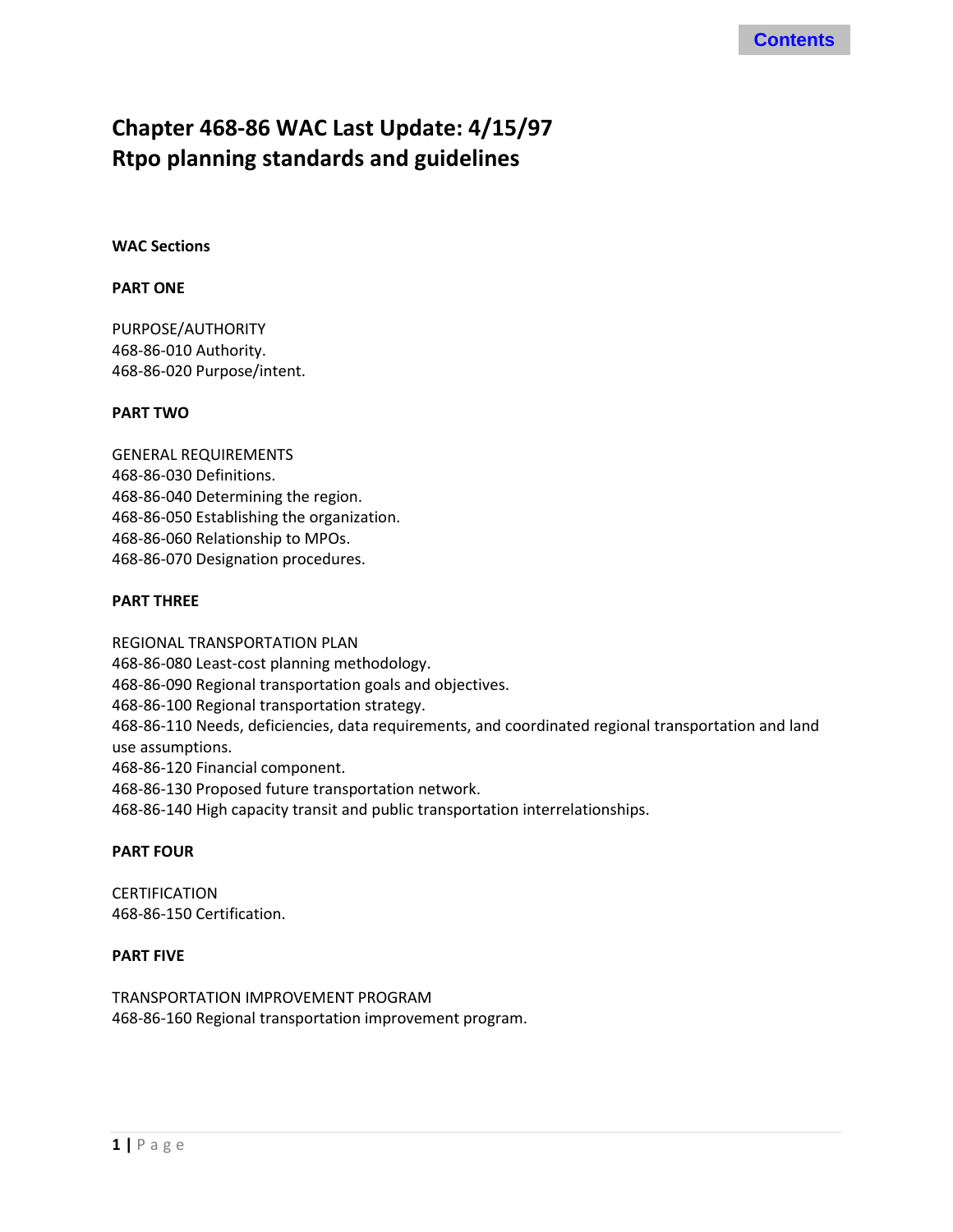# Chapter 468-86 WAC Last Update: 4/15/97
# Rtpo planning standards and guidelines

**WAC Sections**

**PART ONE**

PURPOSE/AUTHORITY
468-86-010 Authority.
468-86-020 Purpose/intent.

**PART TWO**

GENERAL REQUIREMENTS
468-86-030 Definitions.
468-86-040 Determining the region.
468-86-050 Establishing the organization.
468-86-060 Relationship to MPOs.
468-86-070 Designation procedures.

**PART THREE**

REGIONAL TRANSPORTATION PLAN
468-86-080 Least-cost planning methodology.
468-86-090 Regional transportation goals and objectives.
468-86-100 Regional transportation strategy.
468-86-110 Needs, deficiencies, data requirements, and coordinated regional transportation and land use assumptions.
468-86-120 Financial component.
468-86-130 Proposed future transportation network.
468-86-140 High capacity transit and public transportation interrelationships.

**PART FOUR**

CERTIFICATION
468-86-150 Certification.

**PART FIVE**

TRANSPORTATION IMPROVEMENT PROGRAM
468-86-160 Regional transportation improvement program.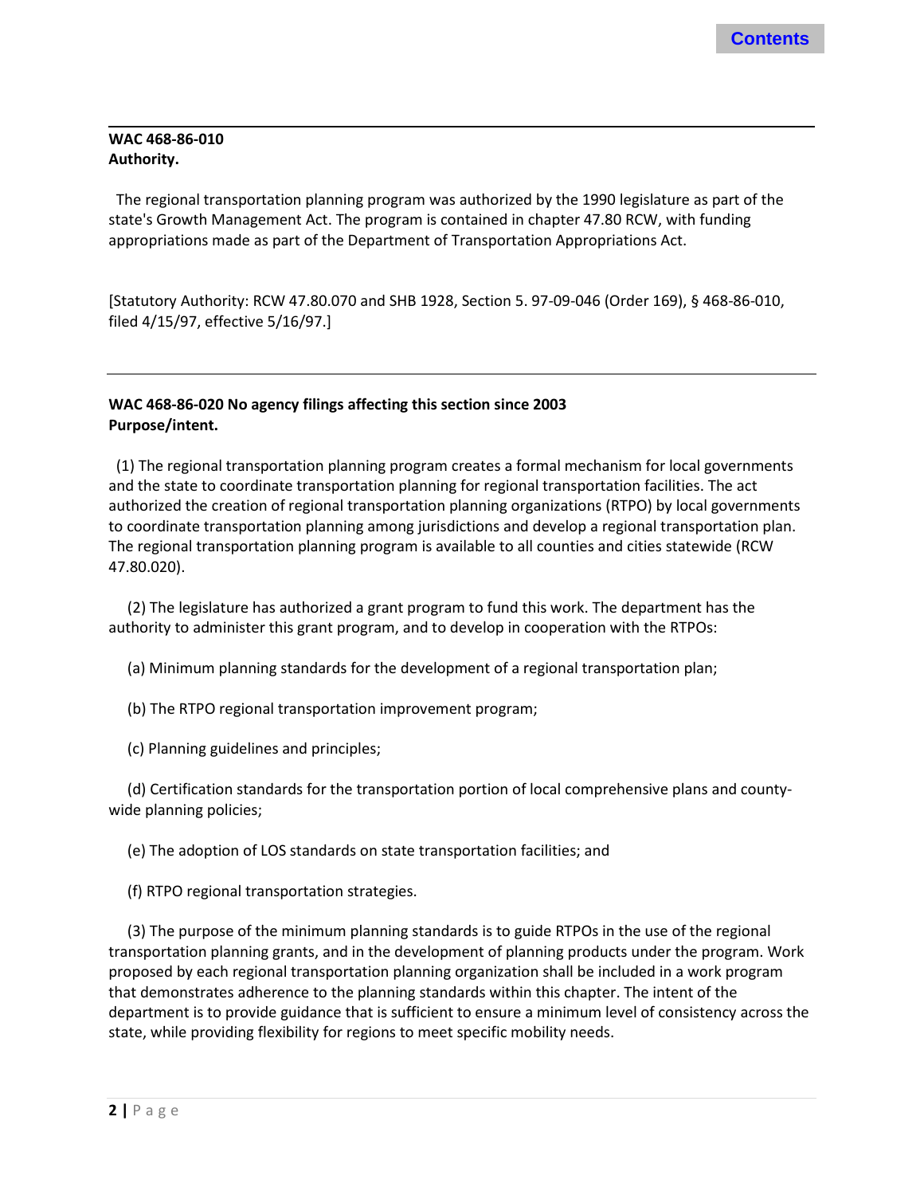**WAC 468-86-010**
**Authority.**

The regional transportation planning program was authorized by the 1990 legislature as part of the state's Growth Management Act. The program is contained in chapter 47.80 RCW, with funding appropriations made as part of the Department of Transportation Appropriations Act.

[Statutory Authority: RCW 47.80.070 and SHB 1928, Section 5. 97-09-046 (Order 169), § 468-86-010, filed 4/15/97, effective 5/16/97.]

---

**WAC 468-86-020 No agency filings affecting this section since 2003**
**Purpose/intent.**

(1) The regional transportation planning program creates a formal mechanism for local governments and the state to coordinate transportation planning for regional transportation facilities. The act authorized the creation of regional transportation planning organizations (RTPO) by local governments to coordinate transportation planning among jurisdictions and develop a regional transportation plan. The regional transportation planning program is available to all counties and cities statewide (RCW 47.80.020).

(2) The legislature has authorized a grant program to fund this work. The department has the authority to administer this grant program, and to develop in cooperation with the RTPOs:

(a) Minimum planning standards for the development of a regional transportation plan;

(b) The RTPO regional transportation improvement program;

(c) Planning guidelines and principles;

(d) Certification standards for the transportation portion of local comprehensive plans and county-wide planning policies;

(e) The adoption of LOS standards on state transportation facilities; and

(f) RTPO regional transportation strategies.

(3) The purpose of the minimum planning standards is to guide RTPOs in the use of the regional transportation planning grants, and in the development of planning products under the program. Work proposed by each regional transportation planning organization shall be included in a work program that demonstrates adherence to the planning standards within this chapter. The intent of the department is to provide guidance that is sufficient to ensure a minimum level of consistency across the state, while providing flexibility for regions to meet specific mobility needs.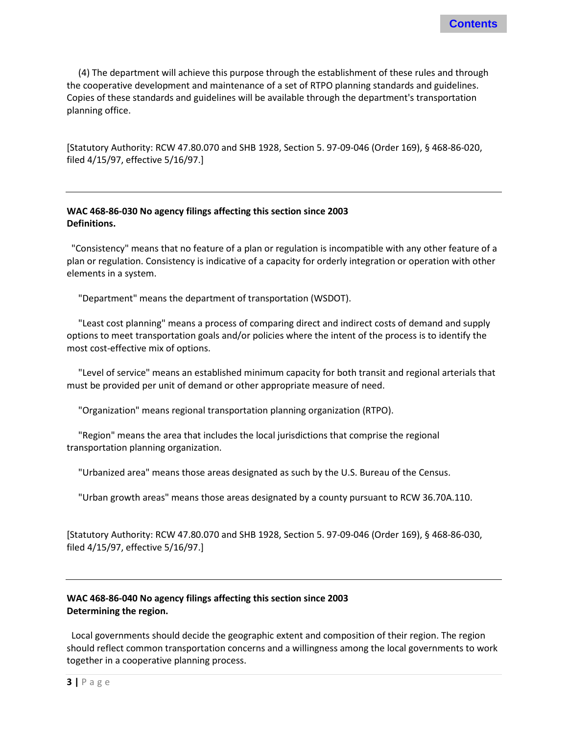(4) The department will achieve this purpose through the establishment of these rules and through the cooperative development and maintenance of a set of RTPO planning standards and guidelines. Copies of these standards and guidelines will be available through the department's transportation planning office.

[Statutory Authority: RCW 47.80.070 and SHB 1928, Section 5. 97-09-046 (Order 169), § 468-86-020, filed 4/15/97, effective 5/16/97.]

---

**WAC 468-86-030 No agency filings affecting this section since 2003**
**Definitions.**

"Consistency" means that no feature of a plan or regulation is incompatible with any other feature of a plan or regulation. Consistency is indicative of a capacity for orderly integration or operation with other elements in a system.

"Department" means the department of transportation (WSDOT).

"Least cost planning" means a process of comparing direct and indirect costs of demand and supply options to meet transportation goals and/or policies where the intent of the process is to identify the most cost-effective mix of options.

"Level of service" means an established minimum capacity for both transit and regional arterials that must be provided per unit of demand or other appropriate measure of need.

"Organization" means regional transportation planning organization (RTPO).

"Region" means the area that includes the local jurisdictions that comprise the regional transportation planning organization.

"Urbanized area" means those areas designated as such by the U.S. Bureau of the Census.

"Urban growth areas" means those areas designated by a county pursuant to RCW 36.70A.110.

[Statutory Authority: RCW 47.80.070 and SHB 1928, Section 5. 97-09-046 (Order 169), § 468-86-030, filed 4/15/97, effective 5/16/97.]

---

**WAC 468-86-040 No agency filings affecting this section since 2003**
**Determining the region.**

Local governments should decide the geographic extent and composition of their region. The region should reflect common transportation concerns and a willingness among the local governments to work together in a cooperative planning process.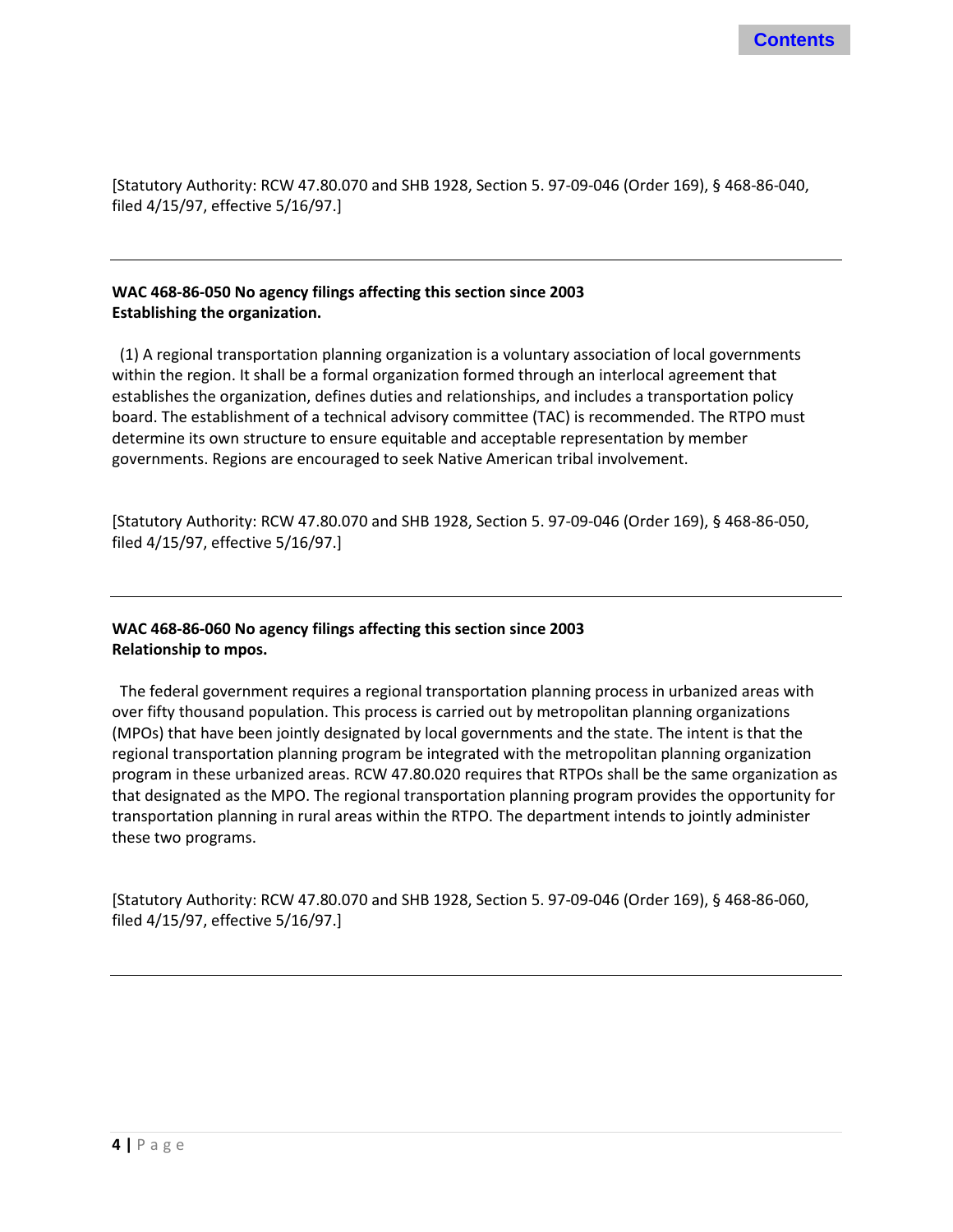[Statutory Authority: RCW 47.80.070 and SHB 1928, Section 5. 97-09-046 (Order 169), § 468-86-040, filed 4/15/97, effective 5/16/97.]

---

**WAC 468-86-050 No agency filings affecting this section since 2003**
**Establishing the organization.**

(1) A regional transportation planning organization is a voluntary association of local governments within the region. It shall be a formal organization formed through an interlocal agreement that establishes the organization, defines duties and relationships, and includes a transportation policy board. The establishment of a technical advisory committee (TAC) is recommended. The RTPO must determine its own structure to ensure equitable and acceptable representation by member governments. Regions are encouraged to seek Native American tribal involvement.

[Statutory Authority: RCW 47.80.070 and SHB 1928, Section 5. 97-09-046 (Order 169), § 468-86-050, filed 4/15/97, effective 5/16/97.]

---

**WAC 468-86-060 No agency filings affecting this section since 2003**
**Relationship to mpos.**

The federal government requires a regional transportation planning process in urbanized areas with over fifty thousand population. This process is carried out by metropolitan planning organizations (MPOs) that have been jointly designated by local governments and the state. The intent is that the regional transportation planning program be integrated with the metropolitan planning organization program in these urbanized areas. RCW 47.80.020 requires that RTPOs shall be the same organization as that designated as the MPO. The regional transportation planning program provides the opportunity for transportation planning in rural areas within the RTPO. The department intends to jointly administer these two programs.

[Statutory Authority: RCW 47.80.070 and SHB 1928, Section 5. 97-09-046 (Order 169), § 468-86-060, filed 4/15/97, effective 5/16/97.]

---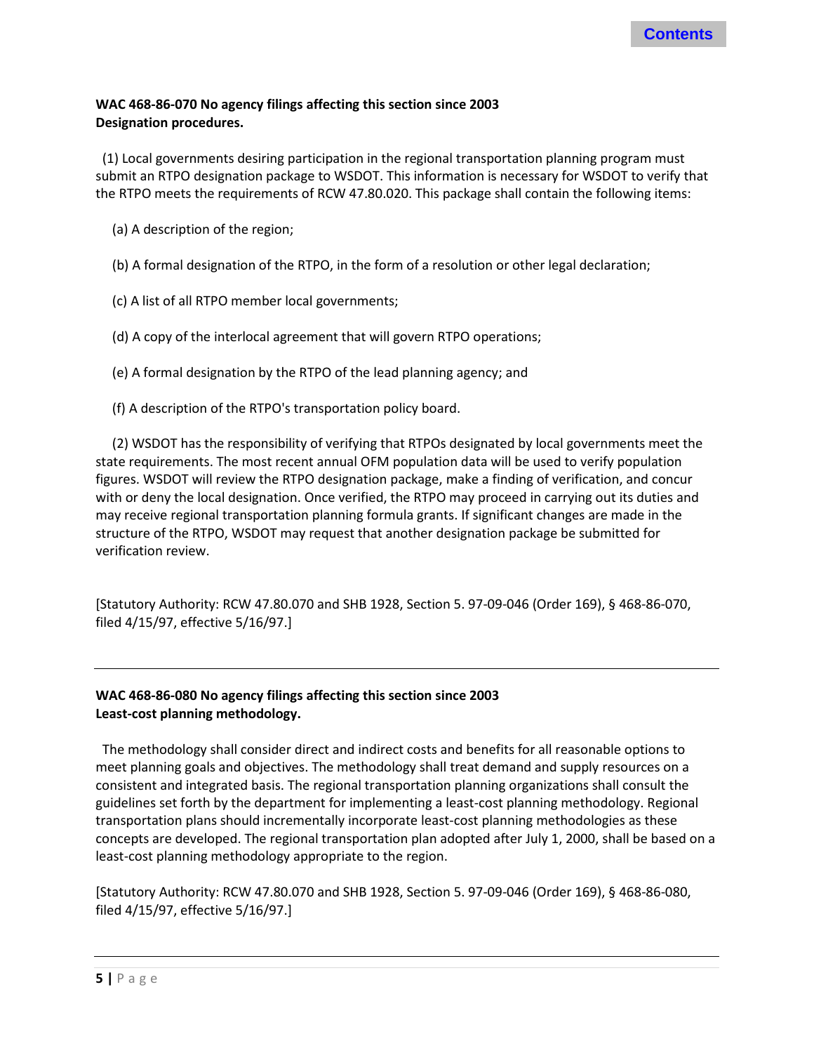**WAC 468-86-070 No agency filings affecting this section since 2003**
**Designation procedures.**

(1) Local governments desiring participation in the regional transportation planning program must submit an RTPO designation package to WSDOT. This information is necessary for WSDOT to verify that the RTPO meets the requirements of RCW 47.80.020. This package shall contain the following items:

(a) A description of the region;

(b) A formal designation of the RTPO, in the form of a resolution or other legal declaration;

(c) A list of all RTPO member local governments;

(d) A copy of the interlocal agreement that will govern RTPO operations;

(e) A formal designation by the RTPO of the lead planning agency; and

(f) A description of the RTPO's transportation policy board.

(2) WSDOT has the responsibility of verifying that RTPOs designated by local governments meet the state requirements. The most recent annual OFM population data will be used to verify population figures. WSDOT will review the RTPO designation package, make a finding of verification, and concur with or deny the local designation. Once verified, the RTPO may proceed in carrying out its duties and may receive regional transportation planning formula grants. If significant changes are made in the structure of the RTPO, WSDOT may request that another designation package be submitted for verification review.

[Statutory Authority: RCW 47.80.070 and SHB 1928, Section 5. 97-09-046 (Order 169), § 468-86-070, filed 4/15/97, effective 5/16/97.]

---

**WAC 468-86-080 No agency filings affecting this section since 2003**
**Least-cost planning methodology.**

The methodology shall consider direct and indirect costs and benefits for all reasonable options to meet planning goals and objectives. The methodology shall treat demand and supply resources on a consistent and integrated basis. The regional transportation planning organizations shall consult the guidelines set forth by the department for implementing a least-cost planning methodology. Regional transportation plans should incrementally incorporate least-cost planning methodologies as these concepts are developed. The regional transportation plan adopted after July 1, 2000, shall be based on a least-cost planning methodology appropriate to the region.

[Statutory Authority: RCW 47.80.070 and SHB 1928, Section 5. 97-09-046 (Order 169), § 468-86-080, filed 4/15/97, effective 5/16/97.]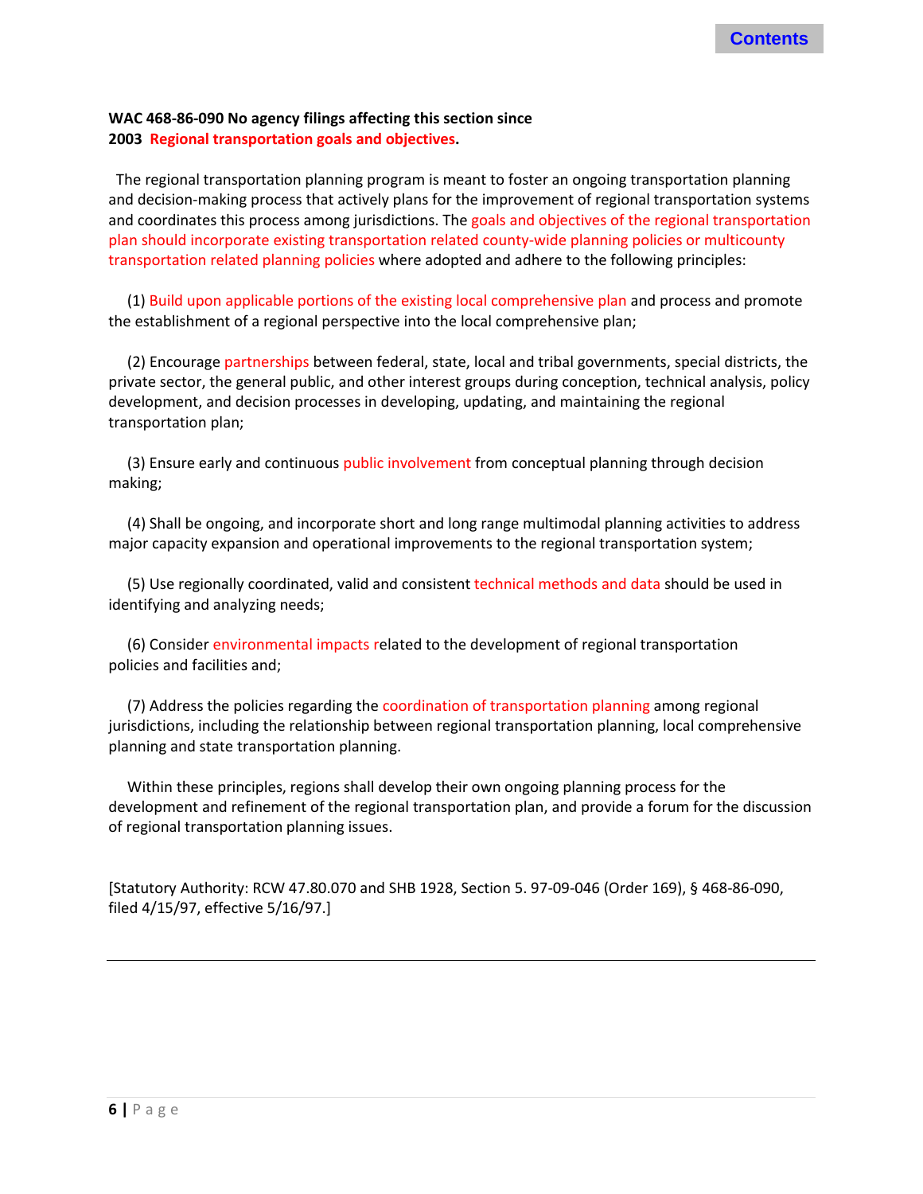**WAC 468-86-090 No agency filings affecting this section since 2003 Regional transportation goals and objectives.**

The regional transportation planning program is meant to foster an ongoing transportation planning and decision-making process that actively plans for the improvement of regional transportation systems and coordinates this process among jurisdictions. The goals and objectives of the regional transportation plan should incorporate existing transportation related county-wide planning policies or multicounty transportation related planning policies where adopted and adhere to the following principles:

(1) Build upon applicable portions of the existing local comprehensive plan and process and promote the establishment of a regional perspective into the local comprehensive plan;

(2) Encourage partnerships between federal, state, local and tribal governments, special districts, the private sector, the general public, and other interest groups during conception, technical analysis, policy development, and decision processes in developing, updating, and maintaining the regional transportation plan;

(3) Ensure early and continuous public involvement from conceptual planning through decision making;

(4) Shall be ongoing, and incorporate short and long range multimodal planning activities to address major capacity expansion and operational improvements to the regional transportation system;

(5) Use regionally coordinated, valid and consistent technical methods and data should be used in identifying and analyzing needs;

(6) Consider environmental impacts related to the development of regional transportation policies and facilities and;

(7) Address the policies regarding the coordination of transportation planning among regional jurisdictions, including the relationship between regional transportation planning, local comprehensive planning and state transportation planning.

Within these principles, regions shall develop their own ongoing planning process for the development and refinement of the regional transportation plan, and provide a forum for the discussion of regional transportation planning issues.

[Statutory Authority: RCW 47.80.070 and SHB 1928, Section 5. 97-09-046 (Order 169), § 468-86-090, filed 4/15/97, effective 5/16/97.]

---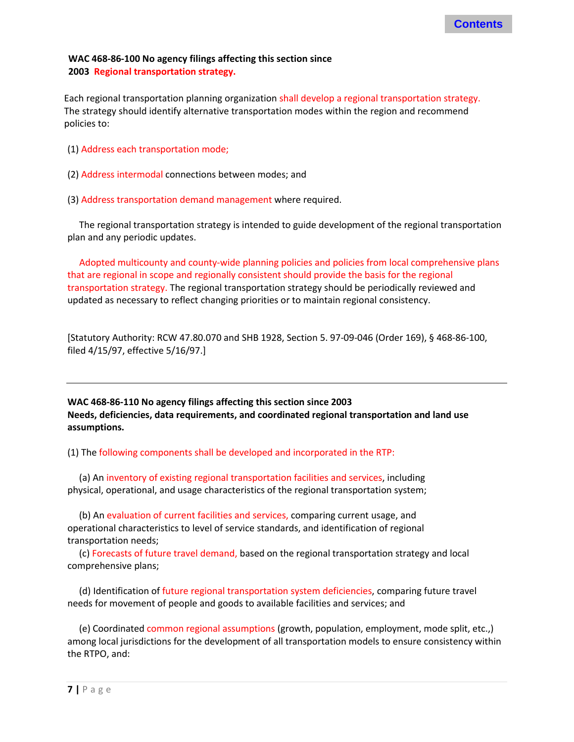**WAC 468-86-100 No agency filings affecting this section since 2003 Regional transportation strategy.**

Each regional transportation planning organization shall develop a regional transportation strategy. The strategy should identify alternative transportation modes within the region and recommend policies to:

(1) Address each transportation mode;

(2) Address intermodal connections between modes; and

(3) Address transportation demand management where required.

The regional transportation strategy is intended to guide development of the regional transportation plan and any periodic updates.

Adopted multicounty and county-wide planning policies and policies from local comprehensive plans that are regional in scope and regionally consistent should provide the basis for the regional transportation strategy. The regional transportation strategy should be periodically reviewed and updated as necessary to reflect changing priorities or to maintain regional consistency.

[Statutory Authority: RCW 47.80.070 and SHB 1928, Section 5. 97-09-046 (Order 169), § 468-86-100, filed 4/15/97, effective 5/16/97.]

---

**WAC 468-86-110 No agency filings affecting this section since 2003**
**Needs, deficiencies, data requirements, and coordinated regional transportation and land use assumptions.**

(1) The following components shall be developed and incorporated in the RTP:

(a) An inventory of existing regional transportation facilities and services, including physical, operational, and usage characteristics of the regional transportation system;

(b) An evaluation of current facilities and services, comparing current usage, and operational characteristics to level of service standards, and identification of regional transportation needs;

(c) Forecasts of future travel demand, based on the regional transportation strategy and local comprehensive plans;

(d) Identification of future regional transportation system deficiencies, comparing future travel needs for movement of people and goods to available facilities and services; and

(e) Coordinated common regional assumptions (growth, population, employment, mode split, etc.,) among local jurisdictions for the development of all transportation models to ensure consistency within the RTPO, and: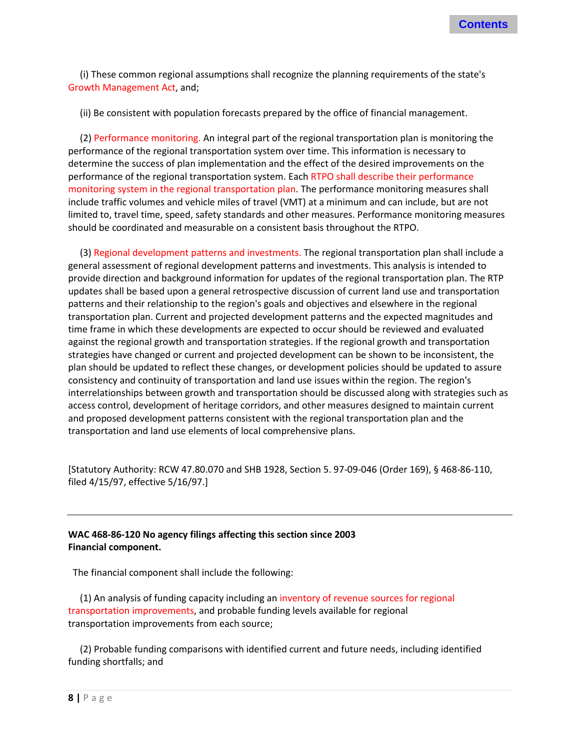(i) These common regional assumptions shall recognize the planning requirements of the state's Growth Management Act, and;

(ii) Be consistent with population forecasts prepared by the office of financial management.

(2) Performance monitoring. An integral part of the regional transportation plan is monitoring the performance of the regional transportation system over time. This information is necessary to determine the success of plan implementation and the effect of the desired improvements on the performance of the regional transportation system. Each RTPO shall describe their performance monitoring system in the regional transportation plan. The performance monitoring measures shall include traffic volumes and vehicle miles of travel (VMT) at a minimum and can include, but are not limited to, travel time, speed, safety standards and other measures. Performance monitoring measures should be coordinated and measurable on a consistent basis throughout the RTPO.

(3) Regional development patterns and investments. The regional transportation plan shall include a general assessment of regional development patterns and investments. This analysis is intended to provide direction and background information for updates of the regional transportation plan. The RTP updates shall be based upon a general retrospective discussion of current land use and transportation patterns and their relationship to the region's goals and objectives and elsewhere in the regional transportation plan. Current and projected development patterns and the expected magnitudes and time frame in which these developments are expected to occur should be reviewed and evaluated against the regional growth and transportation strategies. If the regional growth and transportation strategies have changed or current and projected development can be shown to be inconsistent, the plan should be updated to reflect these changes, or development policies should be updated to assure consistency and continuity of transportation and land use issues within the region. The region's interrelationships between growth and transportation should be discussed along with strategies such as access control, development of heritage corridors, and other measures designed to maintain current and proposed development patterns consistent with the regional transportation plan and the transportation and land use elements of local comprehensive plans.

[Statutory Authority: RCW 47.80.070 and SHB 1928, Section 5. 97-09-046 (Order 169), § 468-86-110, filed 4/15/97, effective 5/16/97.]

---

**WAC 468-86-120 No agency filings affecting this section since 2003**
**Financial component.**

The financial component shall include the following:

(1) An analysis of funding capacity including an inventory of revenue sources for regional transportation improvements, and probable funding levels available for regional transportation improvements from each source;

(2) Probable funding comparisons with identified current and future needs, including identified funding shortfalls; and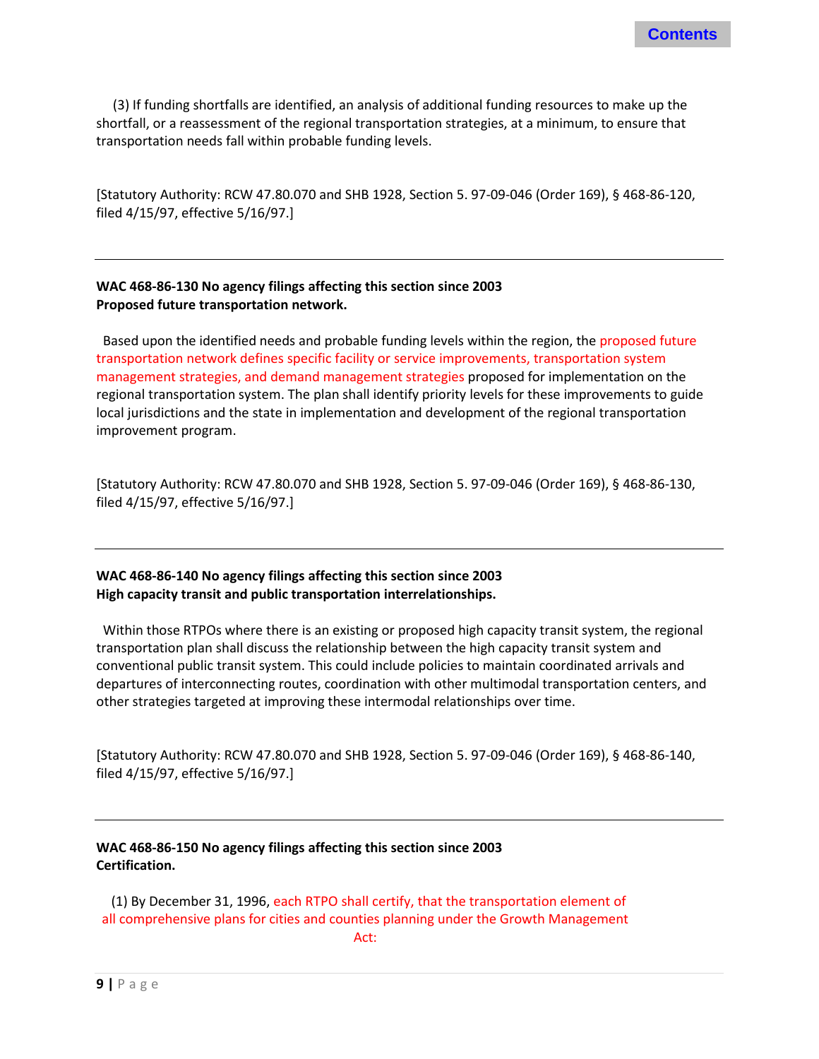(3) If funding shortfalls are identified, an analysis of additional funding resources to make up the shortfall, or a reassessment of the regional transportation strategies, at a minimum, to ensure that transportation needs fall within probable funding levels.

[Statutory Authority: RCW 47.80.070 and SHB 1928, Section 5. 97-09-046 (Order 169), § 468-86-120, filed 4/15/97, effective 5/16/97.]

---

**WAC 468-86-130 No agency filings affecting this section since 2003**
**Proposed future transportation network.**

Based upon the identified needs and probable funding levels within the region, the proposed future transportation network defines specific facility or service improvements, transportation system management strategies, and demand management strategies proposed for implementation on the regional transportation system. The plan shall identify priority levels for these improvements to guide local jurisdictions and the state in implementation and development of the regional transportation improvement program.

[Statutory Authority: RCW 47.80.070 and SHB 1928, Section 5. 97-09-046 (Order 169), § 468-86-130, filed 4/15/97, effective 5/16/97.]

---

**WAC 468-86-140 No agency filings affecting this section since 2003**
**High capacity transit and public transportation interrelationships.**

Within those RTPOs where there is an existing or proposed high capacity transit system, the regional transportation plan shall discuss the relationship between the high capacity transit system and conventional public transit system. This could include policies to maintain coordinated arrivals and departures of interconnecting routes, coordination with other multimodal transportation centers, and other strategies targeted at improving these intermodal relationships over time.

[Statutory Authority: RCW 47.80.070 and SHB 1928, Section 5. 97-09-046 (Order 169), § 468-86-140, filed 4/15/97, effective 5/16/97.]

---

**WAC 468-86-150 No agency filings affecting this section since 2003**
**Certification.**

(1) By December 31, 1996, each RTPO shall certify, that the transportation element of all comprehensive plans for cities and counties planning under the Growth Management Act: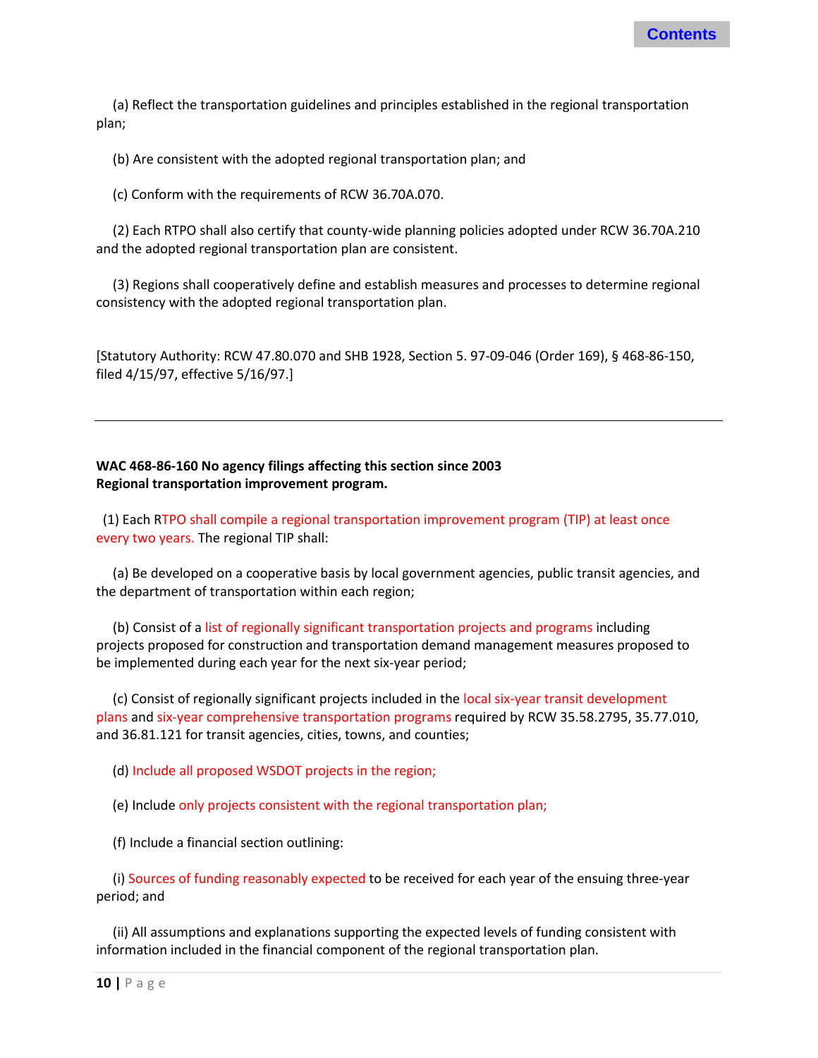(a) Reflect the transportation guidelines and principles established in the regional transportation plan;

(b) Are consistent with the adopted regional transportation plan; and

(c) Conform with the requirements of RCW 36.70A.070.

(2) Each RTPO shall also certify that county-wide planning policies adopted under RCW 36.70A.210 and the adopted regional transportation plan are consistent.

(3) Regions shall cooperatively define and establish measures and processes to determine regional consistency with the adopted regional transportation plan.

[Statutory Authority: RCW 47.80.070 and SHB 1928, Section 5. 97-09-046 (Order 169), § 468-86-150, filed 4/15/97, effective 5/16/97.]

---

**WAC 468-86-160 No agency filings affecting this section since 2003**
**Regional transportation improvement program.**

(1) Each RTPO shall compile a regional transportation improvement program (TIP) at least once every two years. The regional TIP shall:

(a) Be developed on a cooperative basis by local government agencies, public transit agencies, and the department of transportation within each region;

(b) Consist of a list of regionally significant transportation projects and programs including projects proposed for construction and transportation demand management measures proposed to be implemented during each year for the next six-year period;

(c) Consist of regionally significant projects included in the local six-year transit development plans and six-year comprehensive transportation programs required by RCW 35.58.2795, 35.77.010, and 36.81.121 for transit agencies, cities, towns, and counties;

(d) Include all proposed WSDOT projects in the region;

(e) Include only projects consistent with the regional transportation plan;

(f) Include a financial section outlining:

(i) Sources of funding reasonably expected to be received for each year of the ensuing three-year period; and

(ii) All assumptions and explanations supporting the expected levels of funding consistent with information included in the financial component of the regional transportation plan.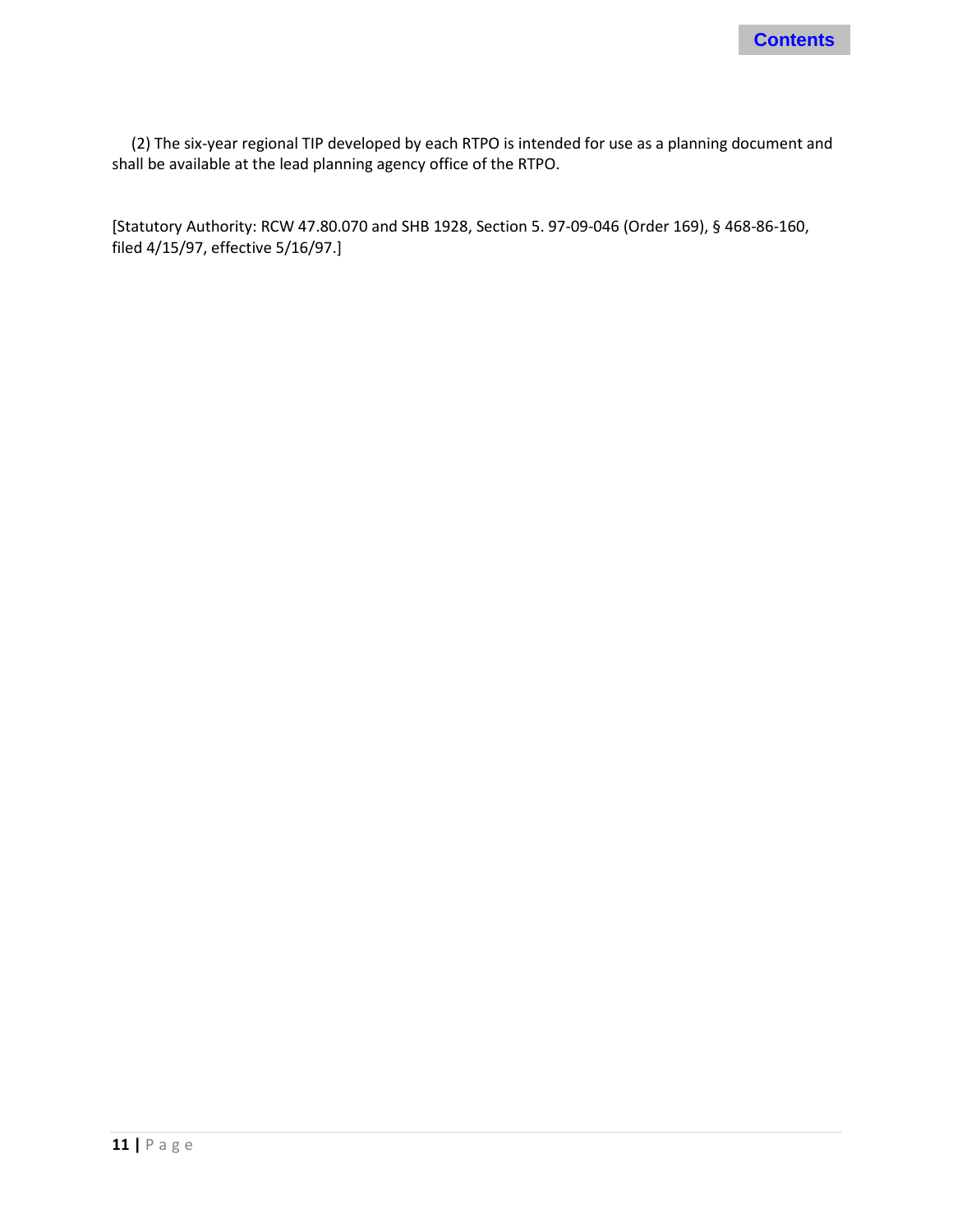(2) The six-year regional TIP developed by each RTPO is intended for use as a planning document and shall be available at the lead planning agency office of the RTPO.

[Statutory Authority: RCW 47.80.070 and SHB 1928, Section 5. 97-09-046 (Order 169), § 468-86-160, filed 4/15/97, effective 5/16/97.]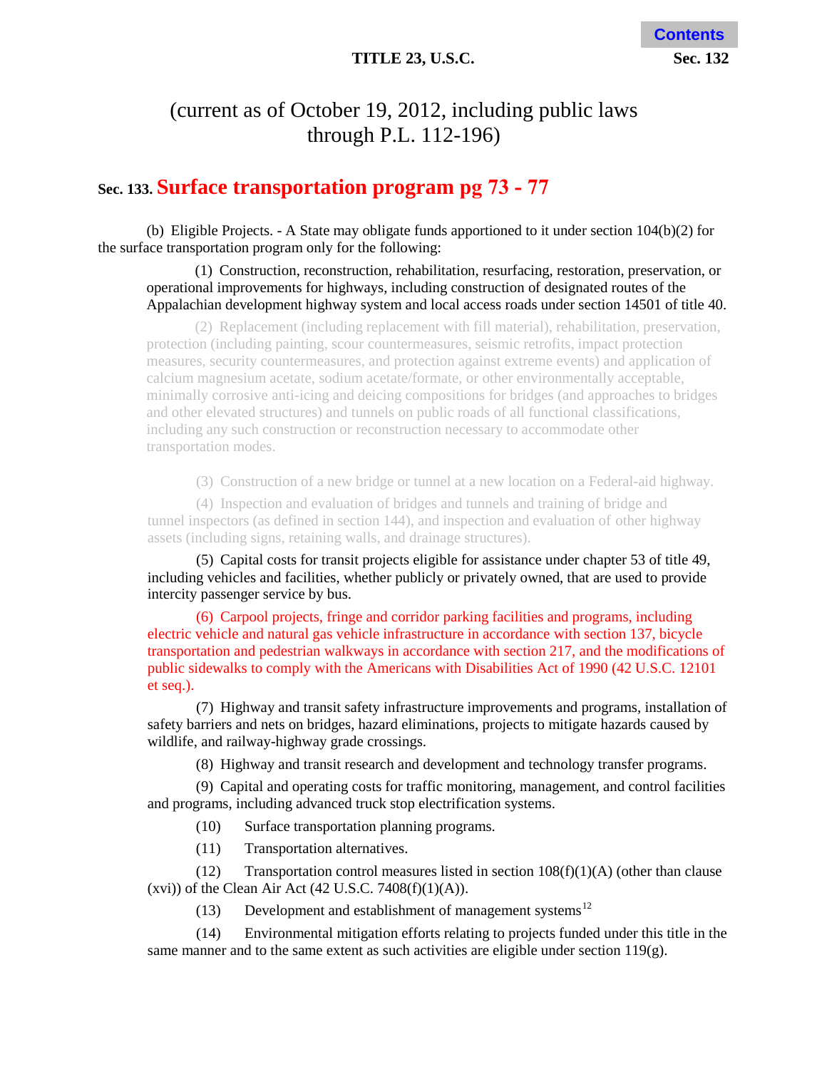(current as of October 19, 2012, including public laws through P.L. 112-196)

## Sec. 133. Surface transportation program pg 73 - 77

(b) Eligible Projects. - A State may obligate funds apportioned to it under section 104(b)(2) for the surface transportation program only for the following:

(1) Construction, reconstruction, rehabilitation, resurfacing, restoration, preservation, or operational improvements for highways, including construction of designated routes of the Appalachian development highway system and local access roads under section 14501 of title 40.

(2) Replacement (including replacement with fill material), rehabilitation, preservation, protection (including painting, scour countermeasures, seismic retrofits, impact protection measures, security countermeasures, and protection against extreme events) and application of calcium magnesium acetate, sodium acetate/formate, or other environmentally acceptable, minimally corrosive anti-icing and deicing compositions for bridges (and approaches to bridges and other elevated structures) and tunnels on public roads of all functional classifications, including any such construction or reconstruction necessary to accommodate other transportation modes.

(3) Construction of a new bridge or tunnel at a new location on a Federal-aid highway.

(4) Inspection and evaluation of bridges and tunnels and training of bridge and tunnel inspectors (as defined in section 144), and inspection and evaluation of other highway assets (including signs, retaining walls, and drainage structures).

(5) Capital costs for transit projects eligible for assistance under chapter 53 of title 49, including vehicles and facilities, whether publicly or privately owned, that are used to provide intercity passenger service by bus.

(6) Carpool projects, fringe and corridor parking facilities and programs, including electric vehicle and natural gas vehicle infrastructure in accordance with section 137, bicycle transportation and pedestrian walkways in accordance with section 217, and the modifications of public sidewalks to comply with the Americans with Disabilities Act of 1990 (42 U.S.C. 12101 et seq.).

(7) Highway and transit safety infrastructure improvements and programs, installation of safety barriers and nets on bridges, hazard eliminations, projects to mitigate hazards caused by wildlife, and railway-highway grade crossings.

(8) Highway and transit research and development and technology transfer programs.

(9) Capital and operating costs for traffic monitoring, management, and control facilities and programs, including advanced truck stop electrification systems.

(10) Surface transportation planning programs.

(11) Transportation alternatives.

(12) Transportation control measures listed in section 108(f)(1)(A) (other than clause (xvi)) of the Clean Air Act (42 U.S.C. 7408(f)(1)(A)).

(13) Development and establishment of management systems[12]

(14) Environmental mitigation efforts relating to projects funded under this title in the same manner and to the same extent as such activities are eligible under section 119(g).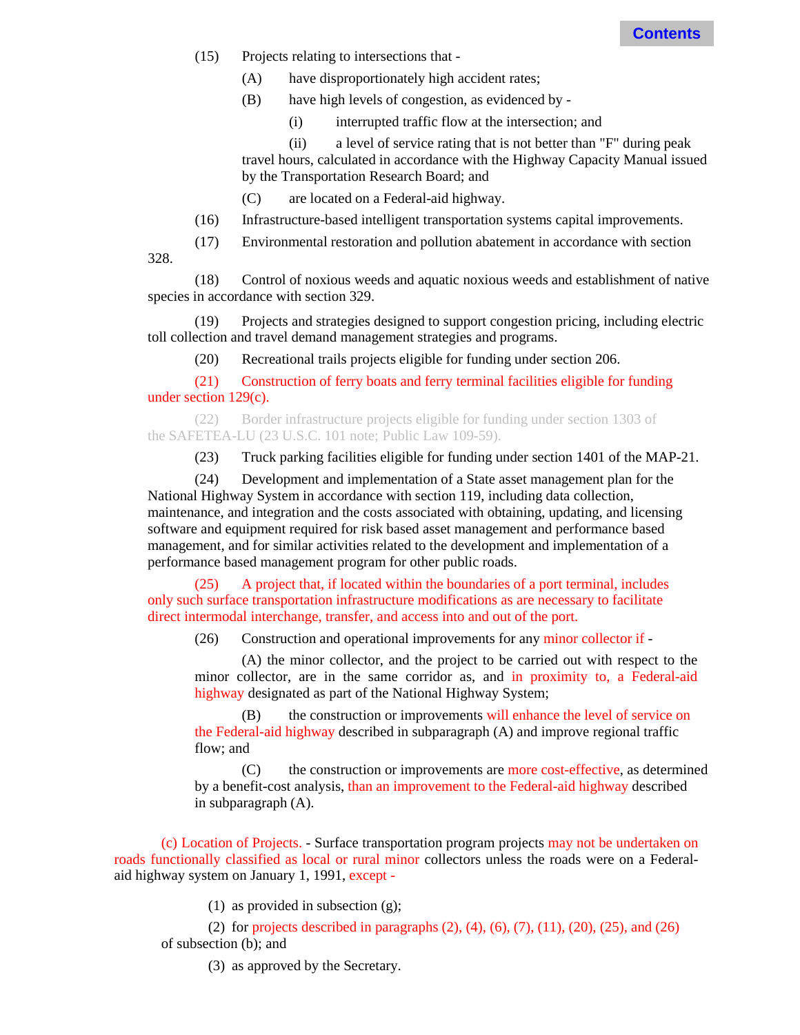(15) Projects relating to intersections that -

(A) have disproportionately high accident rates;

(B) have high levels of congestion, as evidenced by -

(i) interrupted traffic flow at the intersection; and

(ii) a level of service rating that is not better than "F" during peak travel hours, calculated in accordance with the Highway Capacity Manual issued by the Transportation Research Board; and

(C) are located on a Federal-aid highway.

(16) Infrastructure-based intelligent transportation systems capital improvements.

(17) Environmental restoration and pollution abatement in accordance with section 328.

(18) Control of noxious weeds and aquatic noxious weeds and establishment of native species in accordance with section 329.

(19) Projects and strategies designed to support congestion pricing, including electric toll collection and travel demand management strategies and programs.

(20) Recreational trails projects eligible for funding under section 206.

(21) Construction of ferry boats and ferry terminal facilities eligible for funding under section 129(c).

(22) Border infrastructure projects eligible for funding under section 1303 of the SAFETEA-LU (23 U.S.C. 101 note; Public Law 109-59).

(23) Truck parking facilities eligible for funding under section 1401 of the MAP-21.

(24) Development and implementation of a State asset management plan for the National Highway System in accordance with section 119, including data collection, maintenance, and integration and the costs associated with obtaining, updating, and licensing software and equipment required for risk based asset management and performance based management, and for similar activities related to the development and implementation of a performance based management program for other public roads.

(25) A project that, if located within the boundaries of a port terminal, includes only such surface transportation infrastructure modifications as are necessary to facilitate direct intermodal interchange, transfer, and access into and out of the port.

(26) Construction and operational improvements for any minor collector if -

(A) the minor collector, and the project to be carried out with respect to the minor collector, are in the same corridor as, and in proximity to, a Federal-aid highway designated as part of the National Highway System;

(B) the construction or improvements will enhance the level of service on the Federal-aid highway described in subparagraph (A) and improve regional traffic flow; and

(C) the construction or improvements are more cost-effective, as determined by a benefit-cost analysis, than an improvement to the Federal-aid highway described in subparagraph (A).

(c) Location of Projects. - Surface transportation program projects may not be undertaken on roads functionally classified as local or rural minor collectors unless the roads were on a Federal-aid highway system on January 1, 1991, except -

(1) as provided in subsection (g);

(2) for projects described in paragraphs (2), (4), (6), (7), (11), (20), (25), and (26) of subsection (b); and

(3) as approved by the Secretary.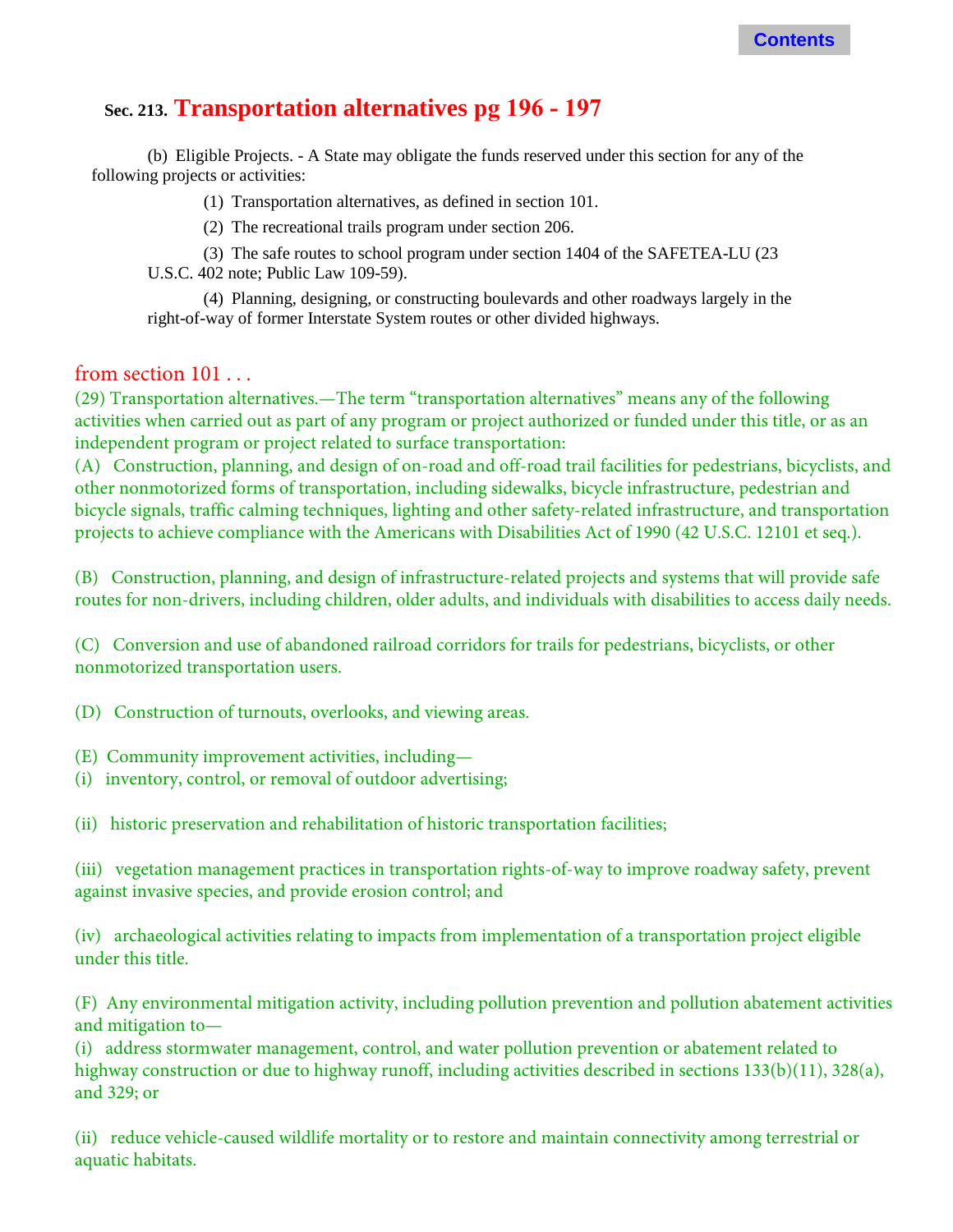## Sec. 213. Transportation alternatives pg 196 - 197

(b) Eligible Projects. - A State may obligate the funds reserved under this section for any of the following projects or activities:

(1) Transportation alternatives, as defined in section 101.

(2) The recreational trails program under section 206.

(3) The safe routes to school program under section 1404 of the SAFETEA-LU (23 U.S.C. 402 note; Public Law 109-59).

(4) Planning, designing, or constructing boulevards and other roadways largely in the right-of-way of former Interstate System routes or other divided highways.

### from section 101 . . .

(29) Transportation alternatives.—The term “transportation alternatives” means any of the following activities when carried out as part of any program or project authorized or funded under this title, or as an independent program or project related to surface transportation:

(A) Construction, planning, and design of on-road and off-road trail facilities for pedestrians, bicyclists, and other nonmotorized forms of transportation, including sidewalks, bicycle infrastructure, pedestrian and bicycle signals, traffic calming techniques, lighting and other safety-related infrastructure, and transportation projects to achieve compliance with the Americans with Disabilities Act of 1990 (42 U.S.C. 12101 et seq.).

(B) Construction, planning, and design of infrastructure-related projects and systems that will provide safe routes for non-drivers, including children, older adults, and individuals with disabilities to access daily needs.

(C) Conversion and use of abandoned railroad corridors for trails for pedestrians, bicyclists, or other nonmotorized transportation users.

(D) Construction of turnouts, overlooks, and viewing areas.

(E) Community improvement activities, including—

(i) inventory, control, or removal of outdoor advertising;

(ii) historic preservation and rehabilitation of historic transportation facilities;

(iii) vegetation management practices in transportation rights-of-way to improve roadway safety, prevent against invasive species, and provide erosion control; and

(iv) archaeological activities relating to impacts from implementation of a transportation project eligible under this title.

(F) Any environmental mitigation activity, including pollution prevention and pollution abatement activities and mitigation to—

(i) address stormwater management, control, and water pollution prevention or abatement related to highway construction or due to highway runoff, including activities described in sections 133(b)(11), 328(a), and 329; or

(ii) reduce vehicle-caused wildlife mortality or to restore and maintain connectivity among terrestrial or aquatic habitats.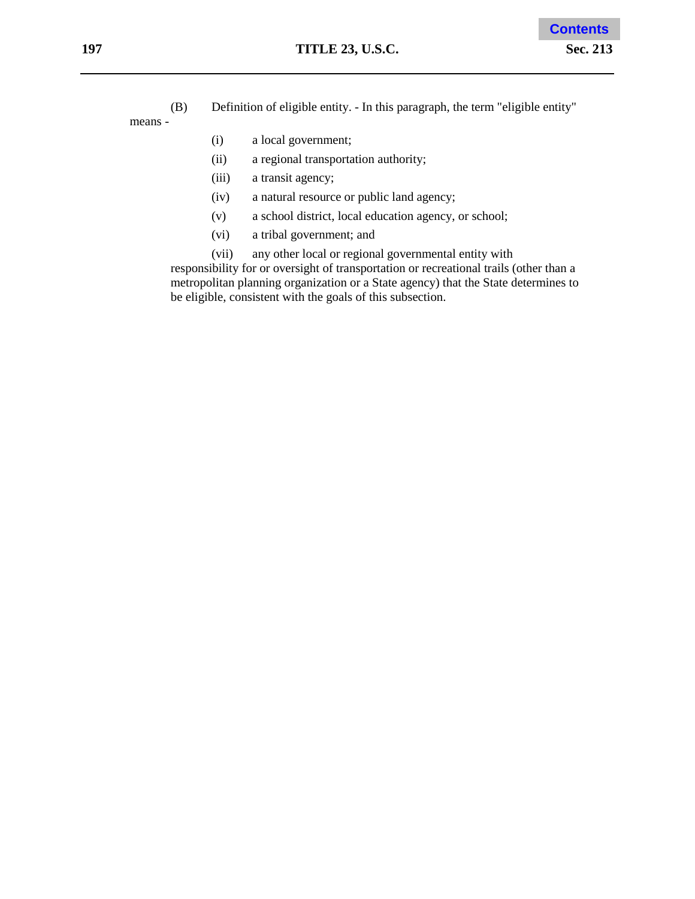(B) Definition of eligible entity. - In this paragraph, the term "eligible entity" means -

(i) a local government;

(ii) a regional transportation authority;

(iii) a transit agency;

(iv) a natural resource or public land agency;

(v) a school district, local education agency, or school;

(vi) a tribal government; and

(vii) any other local or regional governmental entity with responsibility for or oversight of transportation or recreational trails (other than a metropolitan planning organization or a State agency) that the State determines to be eligible, consistent with the goals of this subsection.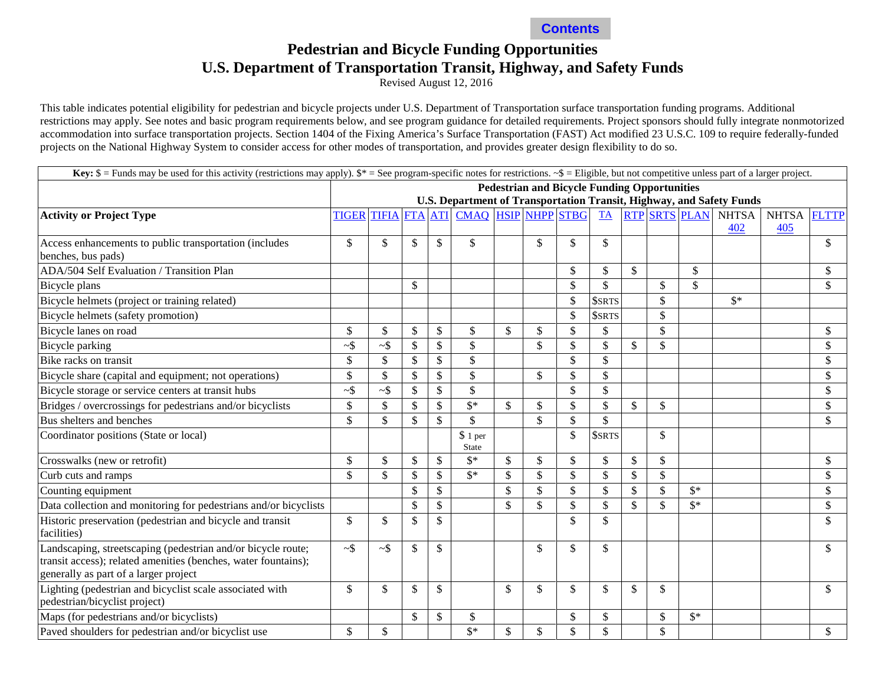# Pedestrian and Bicycle Funding Opportunities

## U.S. Department of Transportation Transit, Highway, and Safety Funds

Revised August 12, 2016

This table indicates potential eligibility for pedestrian and bicycle projects under U.S. Department of Transportation surface transportation funding programs. Additional restrictions may apply. See notes and basic program requirements below, and see program guidance for detailed requirements. Project sponsors should fully integrate nonmotorized accommodation into surface transportation projects. Section 1404 of the Fixing America's Surface Transportation (FAST) Act modified 23 U.S.C. 109 to require federally-funded projects on the National Highway System to consider access for other modes of transportation, and provides greater design flexibility to do so.

**Key:** $ = Funds may be used for this activity (restrictions may apply). $* = See program-specific notes for restrictions. ~$ = Eligible, but not competitive unless part of a larger project.

| | Pedestrian and Bicycle Funding Opportunities U.S. Department of Transportation Transit, Highway, and Safety Funds | | | | | | | | | | | | | | |
|---|---|---|---|---|---|---|---|---|---|---|---|---|---|---|---|
| **Activity or Project Type** | TIGER | TIFIA | FTA | ATI | CMAQ | HSIP | NHPP | STBG | TA | RTP | SRTS | PLAN | NHTSA 402 | NHTSA 405 | FLTTP |
| Access enhancements to public transportation (includes benches, bus pads) | $ | $ | $ | $ | $ | | $ | $ | $ | | | | | | $ |
| ADA/504 Self Evaluation / Transition Plan | | | | | | | | $ | $ | $ | | $ | | | $ |
| Bicycle plans | | | $ | | | | | $ | $ | | $ | $ | | | $ |
| Bicycle helmets (project or training related) | | | | | | | | $ | $SRTS | | $ | | $* | | |
| Bicycle helmets (safety promotion) | | | | | | | | $ | $SRTS | | $ | | | | |
| Bicycle lanes on road | $ | $ | $ | $ | $ | $ | $ | $ | $ | | $ | | | | $ |
| Bicycle parking | ~$ | ~$ | $ | $ | $ | | $ | $ | $ | $ | $ | | | | $ |
| Bike racks on transit | $ | $ | $ | $ | $ | | | $ | $ | | | | | | $ |
| Bicycle share (capital and equipment; not operations) | $ | $ | $ | $ | $ | | $ | $ | $ | | | | | | $ |
| Bicycle storage or service centers at transit hubs | ~$ | ~$ | $ | $ | $ | | | $ | $ | | | | | | $ |
| Bridges / overcrossings for pedestrians and/or bicyclists | $ | $ | $ | $ | $* | $ | $ | $ | $ | $ | $ | | | | $ |
| Bus shelters and benches | $ | $ | $ | $ | $ | | $ | $ | $ | | | | | | $ |
| Coordinator positions (State or local) | | | | | $ 1 per State | | | $ | $SRTS | | $ | | | | |
| Crosswalks (new or retrofit) | $ | $ | $ | $ | $* | $ | $ | $ | $ | $ | $ | | | | $ |
| Curb cuts and ramps | $ | $ | $ | $ | $* | $ | $ | $ | $ | $ | $ | | | | $ |
| Counting equipment | | | $ | $ | | $ | $ | $ | $ | $ | $ | $* | | | $ |
| Data collection and monitoring for pedestrians and/or bicyclists | | | $ | $ | | $ | $ | $ | $ | $ | $ | $* | | | $ |
| Historic preservation (pedestrian and bicycle and transit facilities) | $ | $ | $ | $ | | | | $ | $ | | | | | | $ |
| Landscaping, streetscaping (pedestrian and/or bicycle route; transit access); related amenities (benches, water fountains); generally as part of a larger project | ~$ | ~$ | $ | $ | | | $ | $ | $ | | | | | | $ |
| Lighting (pedestrian and bicyclist scale associated with pedestrian/bicyclist project) | $ | $ | $ | $ | | $ | $ | $ | $ | $ | $ | | | | $ |
| Maps (for pedestrians and/or bicyclists) | | | $ | $ | $ | | | $ | $ | | $ | $* | | | |
| Paved shoulders for pedestrian and/or bicyclist use | $ | $ | | | $* | $ | $ | $ | $ | | $ | | | | $ |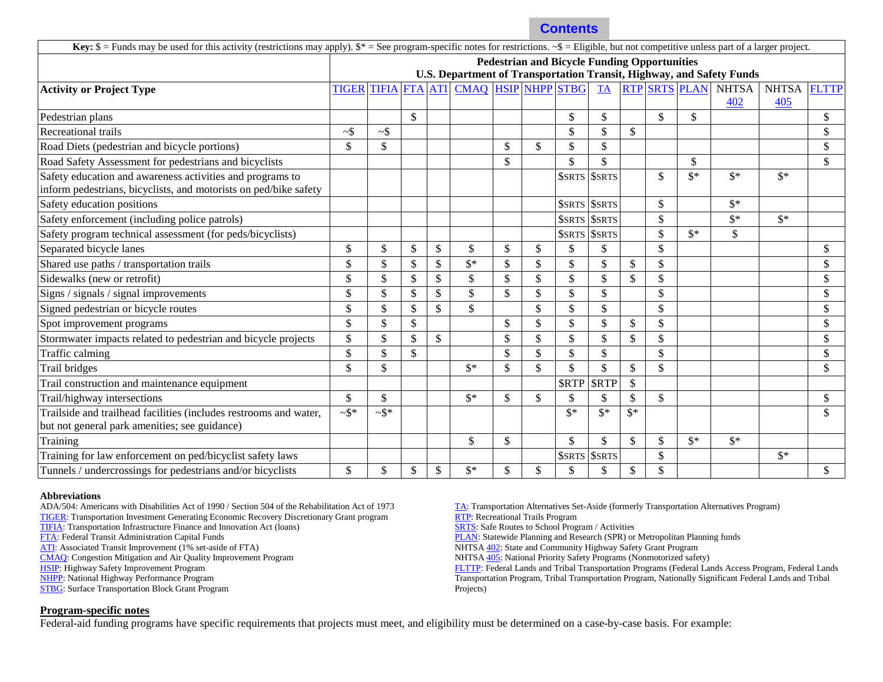Contents

| Key: $ = Funds may be used for this activity (restrictions may apply). $* = See program-specific notes for restrictions. ~$ = Eligible, but not competitive unless part of a larger project. | | | | | | | | | | | | | | | | |
|---|---|---|---|---|---|---|---|---|---|---|---|---|---|---|---|---|
| | Pedestrian and Bicycle Funding Opportunities U.S. Department of Transportation Transit, Highway, and Safety Funds | | | | | | | | | | | | | | | |
| **Activity or Project Type** | TIGER | TIFIA | FTA | ATI | CMAQ | HSIP | NHPP | STBG | TA | RTP | SRTS | PLAN | NHTSA 402 | NHTSA 405 | FLTTP |
| Pedestrian plans | | | $ | | | | | $ | $ | | $ | $ | | | $ |
| Recreational trails | ~$ | ~$ | | | | | | $ | $ | $ | | | | | $ |
| Road Diets (pedestrian and bicycle portions) | $ | $ | | | | $ | $ | $ | $ | | | | | | $ |
| Road Safety Assessment for pedestrians and bicyclists | | | | | | $ | | $ | $ | | | $ | | | $ |
| Safety education and awareness activities and programs to inform pedestrians, bicyclists, and motorists on ped/bike safety | | | | | | | | $SRTS | $SRTS | | $ | $* | $* | $* | |
| Safety education positions | | | | | | | | $SRTS | $SRTS | | $ | | $* | | |
| Safety enforcement (including police patrols) | | | | | | | | $SRTS | $SRTS | | $ | | $* | $* | |
| Safety program technical assessment (for peds/bicyclists) | | | | | | | | $SRTS | $SRTS | | $ | $* | $ | | |
| Separated bicycle lanes | $ | $ | $ | $ | $ | $ | $ | $ | $ | | $ | | | | $ |
| Shared use paths / transportation trails | $ | $ | $ | $ | $* | $ | $ | $ | $ | $ | $ | | | | $ |
| Sidewalks (new or retrofit) | $ | $ | $ | $ | $ | $ | $ | $ | $ | $ | $ | | | | $ |
| Signs / signals / signal improvements | $ | $ | $ | $ | $ | $ | $ | $ | $ | | $ | | | | $ |
| Signed pedestrian or bicycle routes | $ | $ | $ | $ | $ | | $ | $ | $ | | $ | | | | $ |
| Spot improvement programs | $ | $ | $ | | | $ | $ | $ | $ | $ | $ | | | | $ |
| Stormwater impacts related to pedestrian and bicycle projects | $ | $ | $ | $ | | $ | $ | $ | $ | $ | $ | | | | $ |
| Traffic calming | $ | $ | $ | | | $ | $ | $ | $ | | $ | | | | $ |
| Trail bridges | $ | $ | | | $* | $ | $ | $ | $ | $ | $ | | | | $ |
| Trail construction and maintenance equipment | | | | | | | | $RTP | $RTP | $ | | | | | |
| Trail/highway intersections | $ | $ | | | $* | $ | $ | $ | $ | $ | $ | | | | $ |
| Trailside and trailhead facilities (includes restrooms and water, but not general park amenities; see guidance) | ~$* | ~$* | | | | | | $* | $* | $* | | | | | $ |
| Training | | | | | $ | $ | | $ | $ | $ | $ | $* | $* | | |
| Training for law enforcement on ped/bicyclist safety laws | | | | | | | | $SRTS | $SRTS | | $ | | | $* | |
| Tunnels / undercrossings for pedestrians and/or bicyclists | $ | $ | $ | $ | $* | $ | $ | $ | $ | $ | $ | | | | $ |

**Abbreviations**

ADA/504: Americans with Disabilities Act of 1990 / Section 504 of the Rehabilitation Act of 1973
TIGER: Transportation Investment Generating Economic Recovery Discretionary Grant program
TIFIA: Transportation Infrastructure Finance and Innovation Act (loans)
FTA: Federal Transit Administration Capital Funds
ATI: Associated Transit Improvement (1% set-aside of FTA)
CMAQ: Congestion Mitigation and Air Quality Improvement Program
HSIP: Highway Safety Improvement Program
NHPP: National Highway Performance Program
STBG: Surface Transportation Block Grant Program
TA: Transportation Alternatives Set-Aside (formerly Transportation Alternatives Program)
RTP: Recreational Trails Program
SRTS: Safe Routes to School Program / Activities
PLAN: Statewide Planning and Research (SPR) or Metropolitan Planning funds
NHTSA 402: State and Community Highway Safety Grant Program
NHTSA 405: National Priority Safety Programs (Nonmotorized safety)
FLTTP: Federal Lands and Tribal Transportation Programs (Federal Lands Access Program, Federal Lands Transportation Program, Tribal Transportation Program, Nationally Significant Federal Lands and Tribal Projects)

**Program-specific notes**

Federal-aid funding programs have specific requirements that projects must meet, and eligibility must be determined on a case-by-case basis. For example: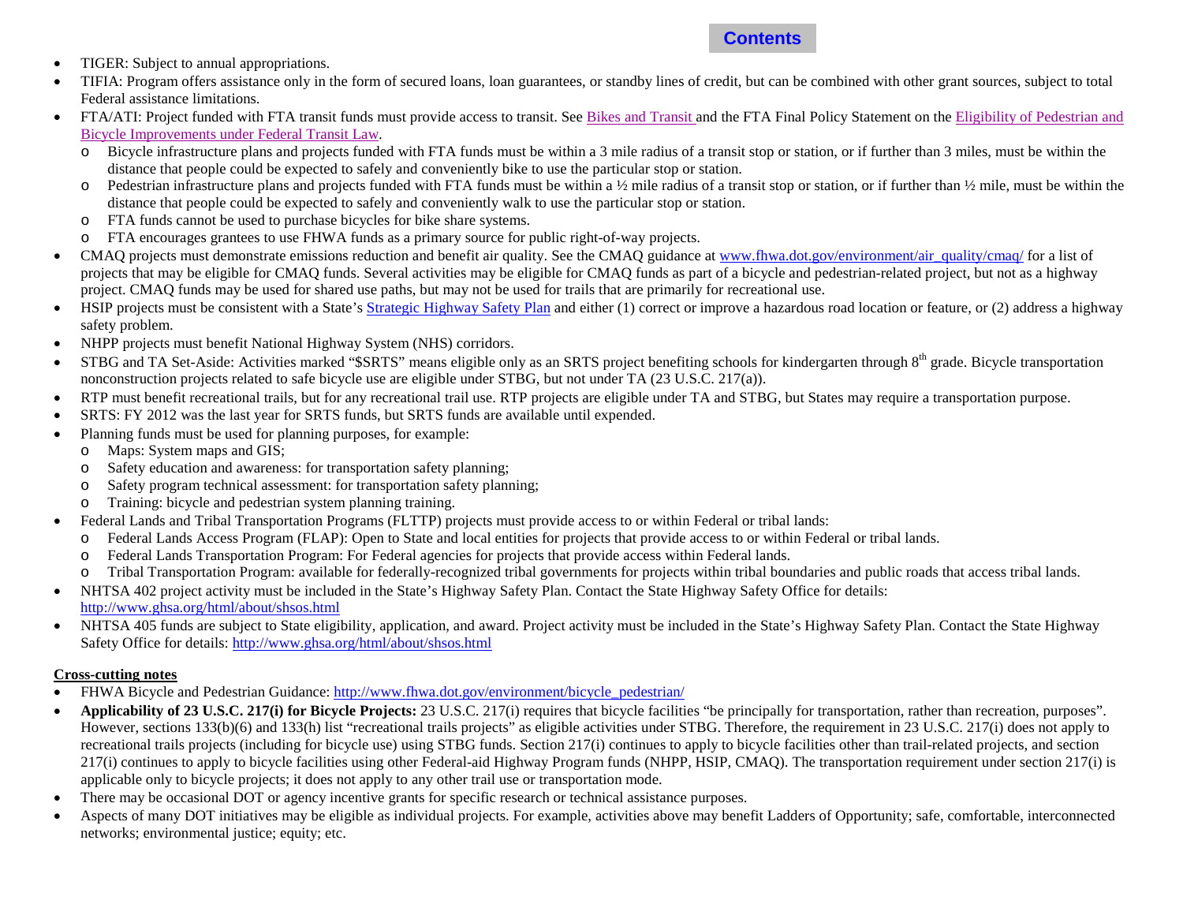- TIGER: Subject to annual appropriations.
- TIFIA: Program offers assistance only in the form of secured loans, loan guarantees, or standby lines of credit, but can be combined with other grant sources, subject to total Federal assistance limitations.
- FTA/ATI: Project funded with FTA transit funds must provide access to transit. See Bikes and Transit and the FTA Final Policy Statement on the Eligibility of Pedestrian and Bicycle Improvements under Federal Transit Law.
  - Bicycle infrastructure plans and projects funded with FTA funds must be within a 3 mile radius of a transit stop or station, or if further than 3 miles, must be within the distance that people could be expected to safely and conveniently bike to use the particular stop or station.
  - Pedestrian infrastructure plans and projects funded with FTA funds must be within a ½ mile radius of a transit stop or station, or if further than ½ mile, must be within the distance that people could be expected to safely and conveniently walk to use the particular stop or station.
  - FTA funds cannot be used to purchase bicycles for bike share systems.
  - FTA encourages grantees to use FHWA funds as a primary source for public right-of-way projects.
- CMAQ projects must demonstrate emissions reduction and benefit air quality. See the CMAQ guidance at www.fhwa.dot.gov/environment/air_quality/cmaq/ for a list of projects that may be eligible for CMAQ funds. Several activities may be eligible for CMAQ funds as part of a bicycle and pedestrian-related project, but not as a highway project. CMAQ funds may be used for shared use paths, but may not be used for trails that are primarily for recreational use.
- HSIP projects must be consistent with a State's Strategic Highway Safety Plan and either (1) correct or improve a hazardous road location or feature, or (2) address a highway safety problem.
- NHPP projects must benefit National Highway System (NHS) corridors.
- STBG and TA Set-Aside: Activities marked "$SRTS" means eligible only as an SRTS project benefiting schools for kindergarten through 8th grade. Bicycle transportation nonconstruction projects related to safe bicycle use are eligible under STBG, but not under TA (23 U.S.C. 217(a)).
- RTP must benefit recreational trails, but for any recreational trail use. RTP projects are eligible under TA and STBG, but States may require a transportation purpose.
- SRTS: FY 2012 was the last year for SRTS funds, but SRTS funds are available until expended.
- Planning funds must be used for planning purposes, for example:
  - Maps: System maps and GIS;
  - Safety education and awareness: for transportation safety planning;
  - Safety program technical assessment: for transportation safety planning;
  - Training: bicycle and pedestrian system planning training.
- Federal Lands and Tribal Transportation Programs (FLTTP) projects must provide access to or within Federal or tribal lands:
  - Federal Lands Access Program (FLAP): Open to State and local entities for projects that provide access to or within Federal or tribal lands.
  - Federal Lands Transportation Program: For Federal agencies for projects that provide access within Federal lands.
  - Tribal Transportation Program: available for federally-recognized tribal governments for projects within tribal boundaries and public roads that access tribal lands.
- NHTSA 402 project activity must be included in the State's Highway Safety Plan. Contact the State Highway Safety Office for details: http://www.ghsa.org/html/about/shsos.html
- NHTSA 405 funds are subject to State eligibility, application, and award. Project activity must be included in the State's Highway Safety Plan. Contact the State Highway Safety Office for details: http://www.ghsa.org/html/about/shsos.html

**Cross-cutting notes**

- FHWA Bicycle and Pedestrian Guidance: http://www.fhwa.dot.gov/environment/bicycle_pedestrian/
- **Applicability of 23 U.S.C. 217(i) for Bicycle Projects:** 23 U.S.C. 217(i) requires that bicycle facilities "be principally for transportation, rather than recreation, purposes". However, sections 133(b)(6) and 133(h) list "recreational trails projects" as eligible activities under STBG. Therefore, the requirement in 23 U.S.C. 217(i) does not apply to recreational trails projects (including for bicycle use) using STBG funds. Section 217(i) continues to apply to bicycle facilities other than trail-related projects, and section 217(i) continues to apply to bicycle facilities using other Federal-aid Highway Program funds (NHPP, HSIP, CMAQ). The transportation requirement under section 217(i) is applicable only to bicycle projects; it does not apply to any other trail use or transportation mode.
- There may be occasional DOT or agency incentive grants for specific research or technical assistance purposes.
- Aspects of many DOT initiatives may be eligible as individual projects. For example, activities above may benefit Ladders of Opportunity; safe, comfortable, interconnected networks; environmental justice; equity; etc.